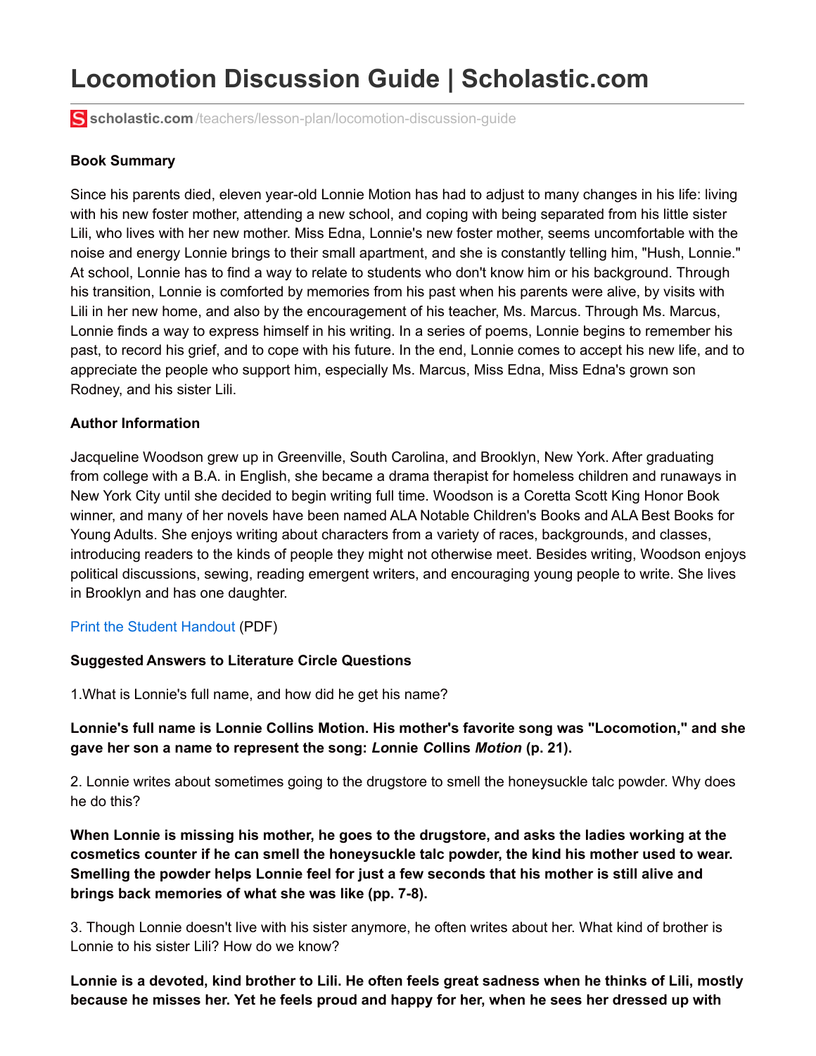# Locomotion Discussion Guide | Scholastic.com

scholastic.com/teachers/lesson-plan/locomotion-discussion-guide

**Book Summary**

Since his parents died, eleven year-old Lonnie Motion has had to adjust to many changes in his life: living with his new foster mother, attending a new school, and coping with being separated from his little sister Lili, who lives with her new mother. Miss Edna, Lonnie's new foster mother, seems uncomfortable with the noise and energy Lonnie brings to their small apartment, and she is constantly telling him, "Hush, Lonnie." At school, Lonnie has to find a way to relate to students who don't know him or his background. Through his transition, Lonnie is comforted by memories from his past when his parents were alive, by visits with Lili in her new home, and also by the encouragement of his teacher, Ms. Marcus. Through Ms. Marcus, Lonnie finds a way to express himself in his writing. In a series of poems, Lonnie begins to remember his past, to record his grief, and to cope with his future. In the end, Lonnie comes to accept his new life, and to appreciate the people who support him, especially Ms. Marcus, Miss Edna, Miss Edna's grown son Rodney, and his sister Lili.

**Author Information**

Jacqueline Woodson grew up in Greenville, South Carolina, and Brooklyn, New York. After graduating from college with a B.A. in English, she became a drama therapist for homeless children and runaways in New York City until she decided to begin writing full time. Woodson is a Coretta Scott King Honor Book winner, and many of her novels have been named ALA Notable Children's Books and ALA Best Books for Young Adults. She enjoys writing about characters from a variety of races, backgrounds, and classes, introducing readers to the kinds of people they might not otherwise meet. Besides writing, Woodson enjoys political discussions, sewing, reading emergent writers, and encouraging young people to write. She lives in Brooklyn and has one daughter.

Print the Student Handout (PDF)

**Suggested Answers to Literature Circle Questions**

1.What is Lonnie's full name, and how did he get his name?

**Lonnie's full name is Lonnie Collins Motion. His mother's favorite song was "Locomotion," and she gave her son a name to represent the song: *Lonnie Collins Motion* (p. 21).**

2. Lonnie writes about sometimes going to the drugstore to smell the honeysuckle talc powder. Why does he do this?

**When Lonnie is missing his mother, he goes to the drugstore, and asks the ladies working at the cosmetics counter if he can smell the honeysuckle talc powder, the kind his mother used to wear. Smelling the powder helps Lonnie feel for just a few seconds that his mother is still alive and brings back memories of what she was like (pp. 7-8).**

3. Though Lonnie doesn't live with his sister anymore, he often writes about her. What kind of brother is Lonnie to his sister Lili? How do we know?

**Lonnie is a devoted, kind brother to Lili. He often feels great sadness when he thinks of Lili, mostly because he misses her. Yet he feels proud and happy for her, when he sees her dressed up with**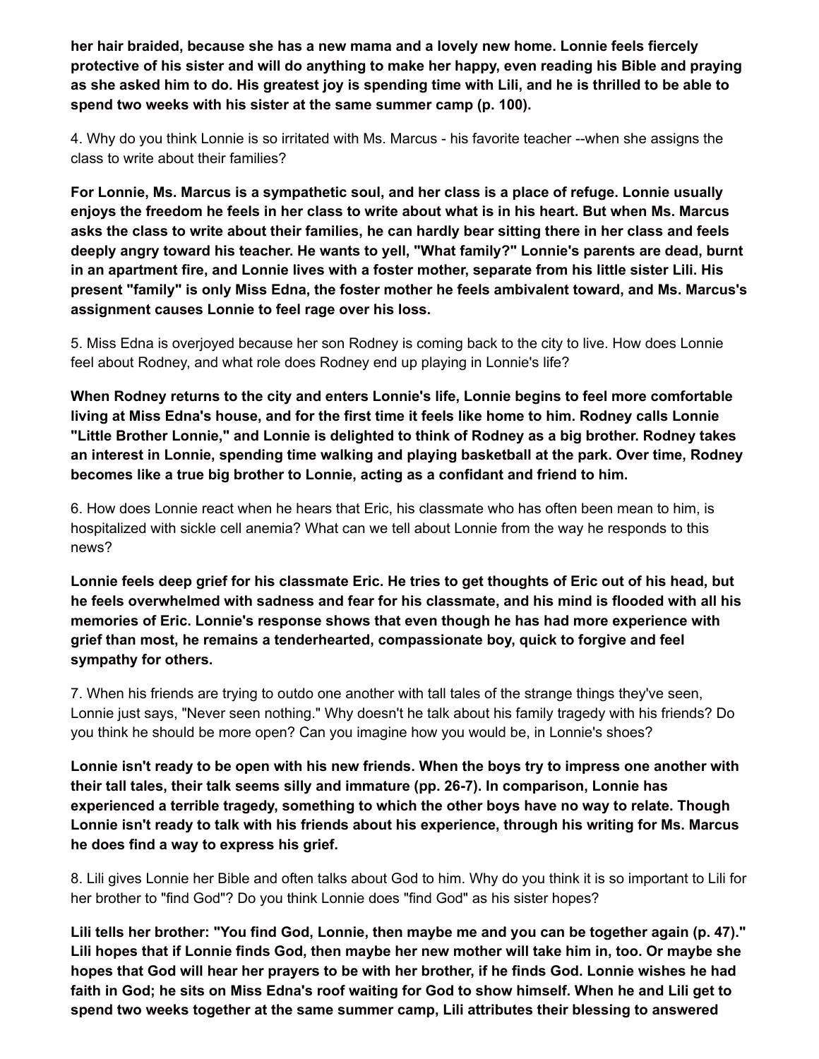**her hair braided, because she has a new mama and a lovely new home. Lonnie feels fiercely protective of his sister and will do anything to make her happy, even reading his Bible and praying as she asked him to do. His greatest joy is spending time with Lili, and he is thrilled to be able to spend two weeks with his sister at the same summer camp (p. 100).**

4. Why do you think Lonnie is so irritated with Ms. Marcus - his favorite teacher --when she assigns the class to write about their families?

**For Lonnie, Ms. Marcus is a sympathetic soul, and her class is a place of refuge. Lonnie usually enjoys the freedom he feels in her class to write about what is in his heart. But when Ms. Marcus asks the class to write about their families, he can hardly bear sitting there in her class and feels deeply angry toward his teacher. He wants to yell, "What family?" Lonnie's parents are dead, burnt in an apartment fire, and Lonnie lives with a foster mother, separate from his little sister Lili. His present "family" is only Miss Edna, the foster mother he feels ambivalent toward, and Ms. Marcus's assignment causes Lonnie to feel rage over his loss.**

5. Miss Edna is overjoyed because her son Rodney is coming back to the city to live. How does Lonnie feel about Rodney, and what role does Rodney end up playing in Lonnie's life?

**When Rodney returns to the city and enters Lonnie's life, Lonnie begins to feel more comfortable living at Miss Edna's house, and for the first time it feels like home to him. Rodney calls Lonnie "Little Brother Lonnie," and Lonnie is delighted to think of Rodney as a big brother. Rodney takes an interest in Lonnie, spending time walking and playing basketball at the park. Over time, Rodney becomes like a true big brother to Lonnie, acting as a confidant and friend to him.**

6. How does Lonnie react when he hears that Eric, his classmate who has often been mean to him, is hospitalized with sickle cell anemia? What can we tell about Lonnie from the way he responds to this news?

**Lonnie feels deep grief for his classmate Eric. He tries to get thoughts of Eric out of his head, but he feels overwhelmed with sadness and fear for his classmate, and his mind is flooded with all his memories of Eric. Lonnie's response shows that even though he has had more experience with grief than most, he remains a tenderhearted, compassionate boy, quick to forgive and feel sympathy for others.**

7. When his friends are trying to outdo one another with tall tales of the strange things they've seen, Lonnie just says, "Never seen nothing." Why doesn't he talk about his family tragedy with his friends? Do you think he should be more open? Can you imagine how you would be, in Lonnie's shoes?

**Lonnie isn't ready to be open with his new friends. When the boys try to impress one another with their tall tales, their talk seems silly and immature (pp. 26-7). In comparison, Lonnie has experienced a terrible tragedy, something to which the other boys have no way to relate. Though Lonnie isn't ready to talk with his friends about his experience, through his writing for Ms. Marcus he does find a way to express his grief.**

8. Lili gives Lonnie her Bible and often talks about God to him. Why do you think it is so important to Lili for her brother to "find God"? Do you think Lonnie does "find God" as his sister hopes?

**Lili tells her brother: "You find God, Lonnie, then maybe me and you can be together again (p. 47)." Lili hopes that if Lonnie finds God, then maybe her new mother will take him in, too. Or maybe she hopes that God will hear her prayers to be with her brother, if he finds God. Lonnie wishes he had faith in God; he sits on Miss Edna's roof waiting for God to show himself. When he and Lili get to spend two weeks together at the same summer camp, Lili attributes their blessing to answered**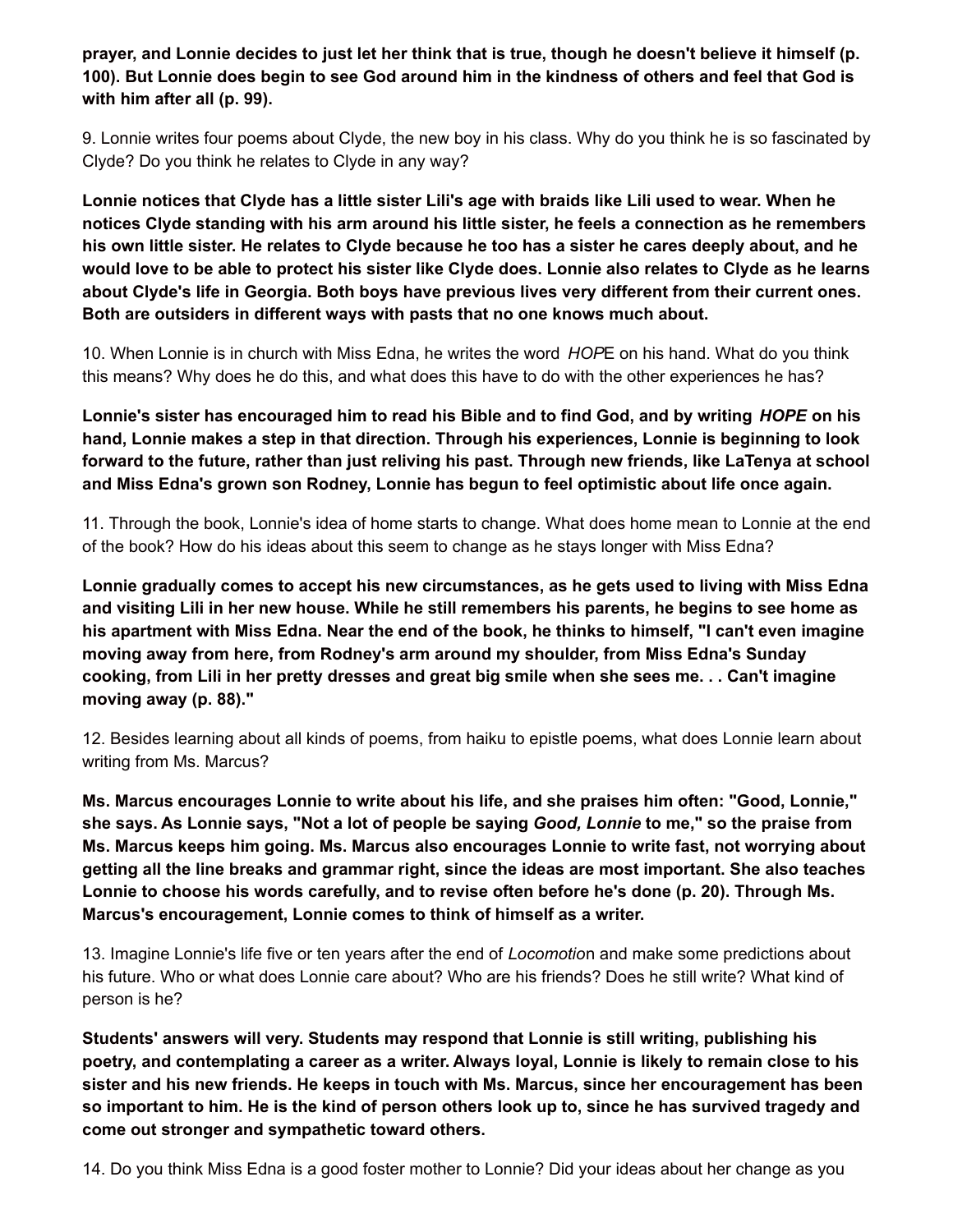**prayer, and Lonnie decides to just let her think that is true, though he doesn't believe it himself (p. 100). But Lonnie does begin to see God around him in the kindness of others and feel that God is with him after all (p. 99).**

9. Lonnie writes four poems about Clyde, the new boy in his class. Why do you think he is so fascinated by Clyde? Do you think he relates to Clyde in any way?

**Lonnie notices that Clyde has a little sister Lili's age with braids like Lili used to wear. When he notices Clyde standing with his arm around his little sister, he feels a connection as he remembers his own little sister. He relates to Clyde because he too has a sister he cares deeply about, and he would love to be able to protect his sister like Clyde does. Lonnie also relates to Clyde as he learns about Clyde's life in Georgia. Both boys have previous lives very different from their current ones. Both are outsiders in different ways with pasts that no one knows much about.**

10. When Lonnie is in church with Miss Edna, he writes the word *HOP*E on his hand. What do you think this means? Why does he do this, and what does this have to do with the other experiences he has?

**Lonnie's sister has encouraged him to read his Bible and to find God, and by writing *HOPE* on his hand, Lonnie makes a step in that direction. Through his experiences, Lonnie is beginning to look forward to the future, rather than just reliving his past. Through new friends, like LaTenya at school and Miss Edna's grown son Rodney, Lonnie has begun to feel optimistic about life once again.**

11. Through the book, Lonnie's idea of home starts to change. What does home mean to Lonnie at the end of the book? How do his ideas about this seem to change as he stays longer with Miss Edna?

**Lonnie gradually comes to accept his new circumstances, as he gets used to living with Miss Edna and visiting Lili in her new house. While he still remembers his parents, he begins to see home as his apartment with Miss Edna. Near the end of the book, he thinks to himself, "I can't even imagine moving away from here, from Rodney's arm around my shoulder, from Miss Edna's Sunday cooking, from Lili in her pretty dresses and great big smile when she sees me. . . Can't imagine moving away (p. 88)."**

12. Besides learning about all kinds of poems, from haiku to epistle poems, what does Lonnie learn about writing from Ms. Marcus?

**Ms. Marcus encourages Lonnie to write about his life, and she praises him often: "Good, Lonnie," she says. As Lonnie says, "Not a lot of people be saying *Good, Lonnie* to me," so the praise from Ms. Marcus keeps him going. Ms. Marcus also encourages Lonnie to write fast, not worrying about getting all the line breaks and grammar right, since the ideas are most important. She also teaches Lonnie to choose his words carefully, and to revise often before he's done (p. 20). Through Ms. Marcus's encouragement, Lonnie comes to think of himself as a writer.**

13. Imagine Lonnie's life five or ten years after the end of *Locomotio*n and make some predictions about his future. Who or what does Lonnie care about? Who are his friends? Does he still write? What kind of person is he?

**Students' answers will very. Students may respond that Lonnie is still writing, publishing his poetry, and contemplating a career as a writer. Always loyal, Lonnie is likely to remain close to his sister and his new friends. He keeps in touch with Ms. Marcus, since her encouragement has been so important to him. He is the kind of person others look up to, since he has survived tragedy and come out stronger and sympathetic toward others.**

14. Do you think Miss Edna is a good foster mother to Lonnie? Did your ideas about her change as you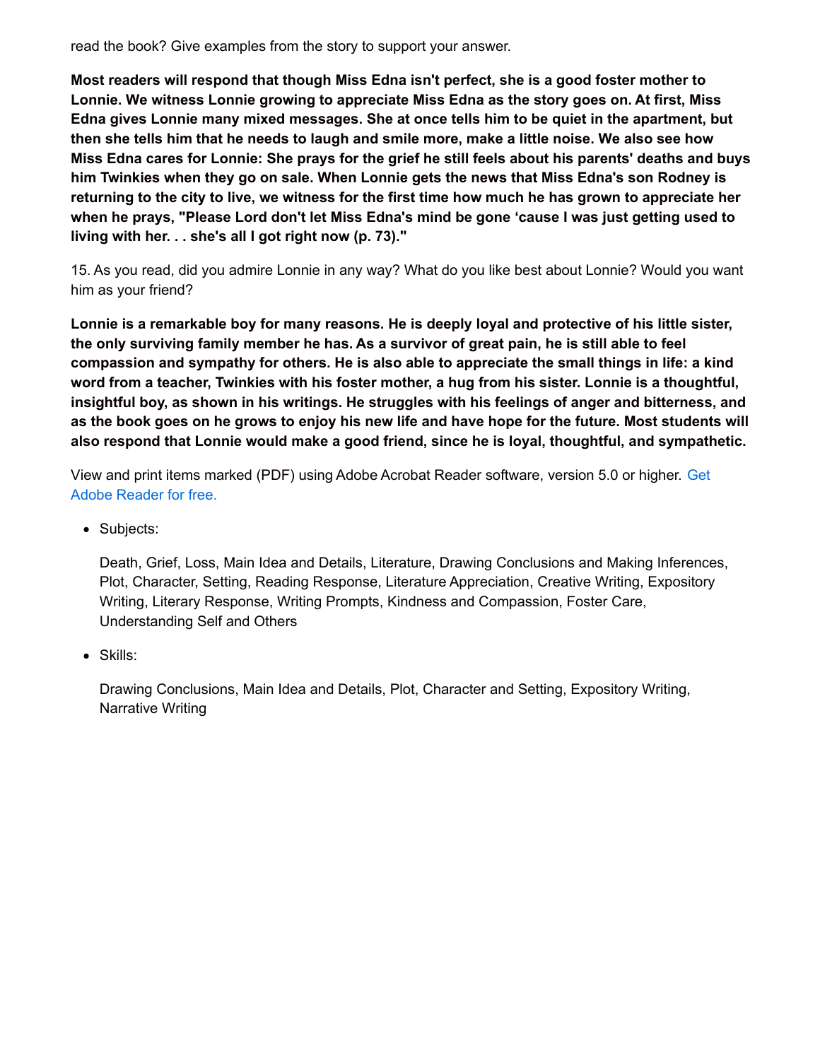read the book? Give examples from the story to support your answer.

**Most readers will respond that though Miss Edna isn't perfect, she is a good foster mother to Lonnie. We witness Lonnie growing to appreciate Miss Edna as the story goes on. At first, Miss Edna gives Lonnie many mixed messages. She at once tells him to be quiet in the apartment, but then she tells him that he needs to laugh and smile more, make a little noise. We also see how Miss Edna cares for Lonnie: She prays for the grief he still feels about his parents' deaths and buys him Twinkies when they go on sale. When Lonnie gets the news that Miss Edna's son Rodney is returning to the city to live, we witness for the first time how much he has grown to appreciate her when he prays, "Please Lord don't let Miss Edna's mind be gone 'cause I was just getting used to living with her. . . she's all I got right now (p. 73)."**

15. As you read, did you admire Lonnie in any way? What do you like best about Lonnie? Would you want him as your friend?

**Lonnie is a remarkable boy for many reasons. He is deeply loyal and protective of his little sister, the only surviving family member he has. As a survivor of great pain, he is still able to feel compassion and sympathy for others. He is also able to appreciate the small things in life: a kind word from a teacher, Twinkies with his foster mother, a hug from his sister. Lonnie is a thoughtful, insightful boy, as shown in his writings. He struggles with his feelings of anger and bitterness, and as the book goes on he grows to enjoy his new life and have hope for the future. Most students will also respond that Lonnie would make a good friend, since he is loyal, thoughtful, and sympathetic.**

View and print items marked (PDF) using Adobe Acrobat Reader software, version 5.0 or higher. Get Adobe Reader for free.

- Subjects:

  Death, Grief, Loss, Main Idea and Details, Literature, Drawing Conclusions and Making Inferences, Plot, Character, Setting, Reading Response, Literature Appreciation, Creative Writing, Expository Writing, Literary Response, Writing Prompts, Kindness and Compassion, Foster Care, Understanding Self and Others

- Skills:

  Drawing Conclusions, Main Idea and Details, Plot, Character and Setting, Expository Writing, Narrative Writing